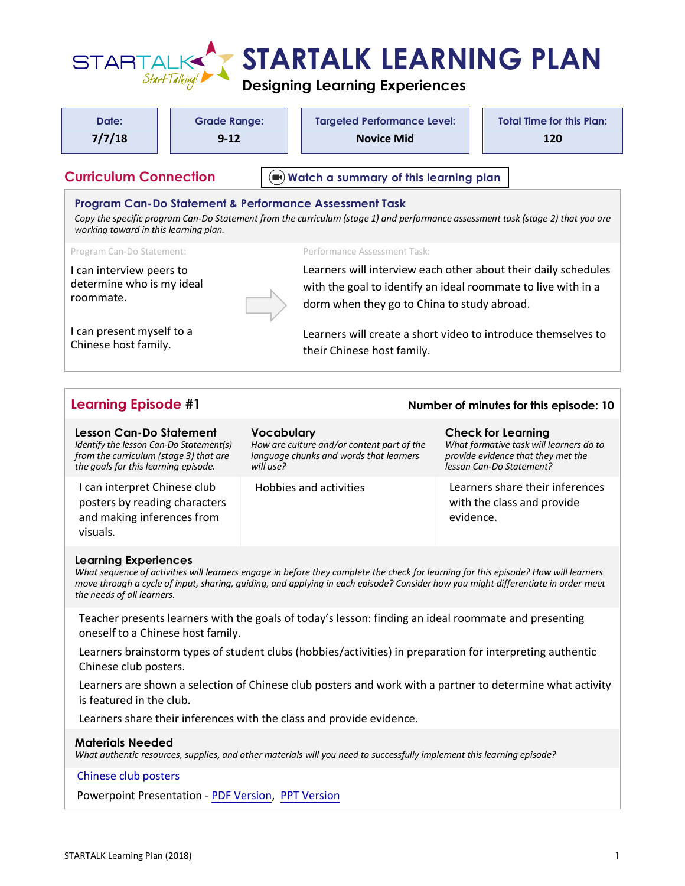# STARTALK LEARNING PLAN

## Designing Learning Experiences

| Date: | Grade Range: | Targeted Performance Level: | Total Time for this Plan: |
|---|---|---|---|
| 7/7/18 | 9-12 | Novice Mid | 120 |

## Curriculum Connection

Watch a summary of this learning plan

### Program Can-Do Statement & Performance Assessment Task

*Copy the specific program Can-Do Statement from the curriculum (stage 1) and performance assessment task (stage 2) that you are working toward in this learning plan.*

| Program Can-Do Statement: | Performance Assessment Task: |
|---|---|
| I can interview peers to determine who is my ideal roommate. | Learners will interview each other about their daily schedules with the goal to identify an ideal roommate to live with in a dorm when they go to China to study abroad. |
| I can present myself to a Chinese host family. | Learners will create a short video to introduce themselves to their Chinese host family. |

## Learning Episode #1

**Number of minutes for this episode: 10**

| **Lesson Can-Do Statement**<br>*Identify the lesson Can-Do Statement(s) from the curriculum (stage 3) that are the goals for this learning episode.* | **Vocabulary**<br>*How are culture and/or content part of the language chunks and words that learners will use?* | **Check for Learning**<br>*What formative task will learners do to provide evidence that they met the lesson Can-Do Statement?* |
|---|---|---|
| I can interpret Chinese club posters by reading characters and making inferences from visuals. | Hobbies and activities | Learners share their inferences with the class and provide evidence. |

### Learning Experiences

*What sequence of activities will learners engage in before they complete the check for learning for this episode? How will learners move through a cycle of input, sharing, guiding, and applying in each episode? Consider how you might differentiate in order meet the needs of all learners.*

Teacher presents learners with the goals of today's lesson: finding an ideal roommate and presenting oneself to a Chinese host family.

Learners brainstorm types of student clubs (hobbies/activities) in preparation for interpreting authentic Chinese club posters.

Learners are shown a selection of Chinese club posters and work with a partner to determine what activity is featured in the club.

Learners share their inferences with the class and provide evidence.

### Materials Needed

*What authentic resources, supplies, and other materials will you need to successfully implement this learning episode?*

Chinese club posters

Powerpoint Presentation - PDF Version, PPT Version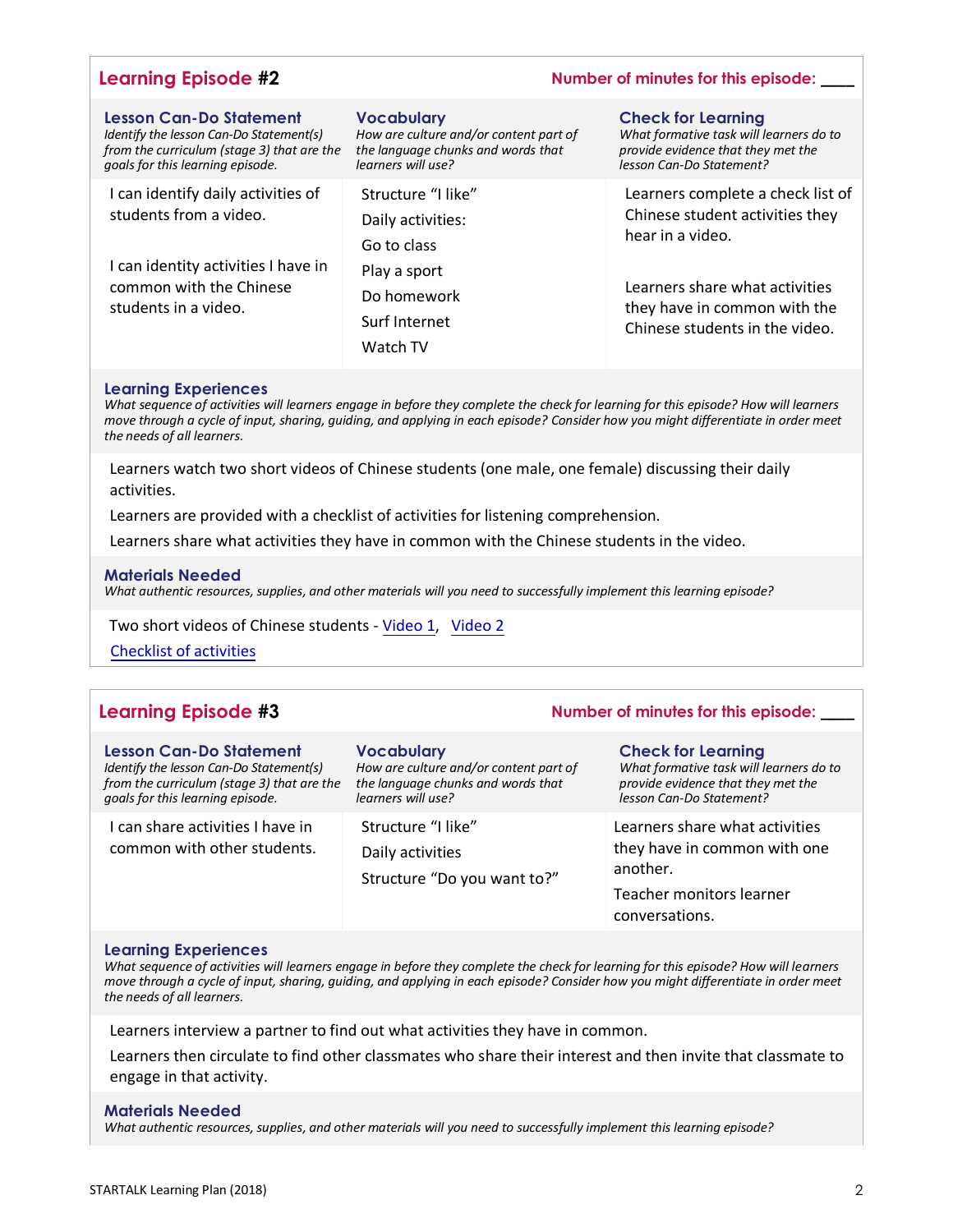## Learning Episode #2

**Number of minutes for this episode: ____**

| **Lesson Can-Do Statement**<br>*Identify the lesson Can-Do Statement(s) from the curriculum (stage 3) that are the goals for this learning episode.* | **Vocabulary**<br>*How are culture and/or content part of the language chunks and words that learners will use?* | **Check for Learning**<br>*What formative task will learners do to provide evidence that they met the lesson Can-Do Statement?* |
|---|---|---|
| I can identify daily activities of students from a video.<br><br>I can identity activities I have in common with the Chinese students in a video. | Structure "I like"<br>Daily activities:<br>Go to class<br>Play a sport<br>Do homework<br>Surf Internet<br>Watch TV | Learners complete a check list of Chinese student activities they hear in a video.<br><br>Learners share what activities they have in common with the Chinese students in the video. |

### Learning Experiences

*What sequence of activities will learners engage in before they complete the check for learning for this episode? How will learners move through a cycle of input, sharing, guiding, and applying in each episode? Consider how you might differentiate in order meet the needs of all learners.*

Learners watch two short videos of Chinese students (one male, one female) discussing their daily activities.

Learners are provided with a checklist of activities for listening comprehension.

Learners share what activities they have in common with the Chinese students in the video.

### Materials Needed

*What authentic resources, supplies, and other materials will you need to successfully implement this learning episode?*

Two short videos of Chinese students - Video 1, Video 2

Checklist of activities

## Learning Episode #3

**Number of minutes for this episode: ____**

| **Lesson Can-Do Statement**<br>*Identify the lesson Can-Do Statement(s) from the curriculum (stage 3) that are the goals for this learning episode.* | **Vocabulary**<br>*How are culture and/or content part of the language chunks and words that learners will use?* | **Check for Learning**<br>*What formative task will learners do to provide evidence that they met the lesson Can-Do Statement?* |
|---|---|---|
| I can share activities I have in common with other students. | Structure "I like"<br>Daily activities<br>Structure "Do you want to?" | Learners share what activities they have in common with one another.<br>Teacher monitors learner conversations. |

### Learning Experiences

*What sequence of activities will learners engage in before they complete the check for learning for this episode? How will learners move through a cycle of input, sharing, guiding, and applying in each episode? Consider how you might differentiate in order meet the needs of all learners.*

Learners interview a partner to find out what activities they have in common.

Learners then circulate to find other classmates who share their interest and then invite that classmate to engage in that activity.

### Materials Needed

*What authentic resources, supplies, and other materials will you need to successfully implement this learning episode?*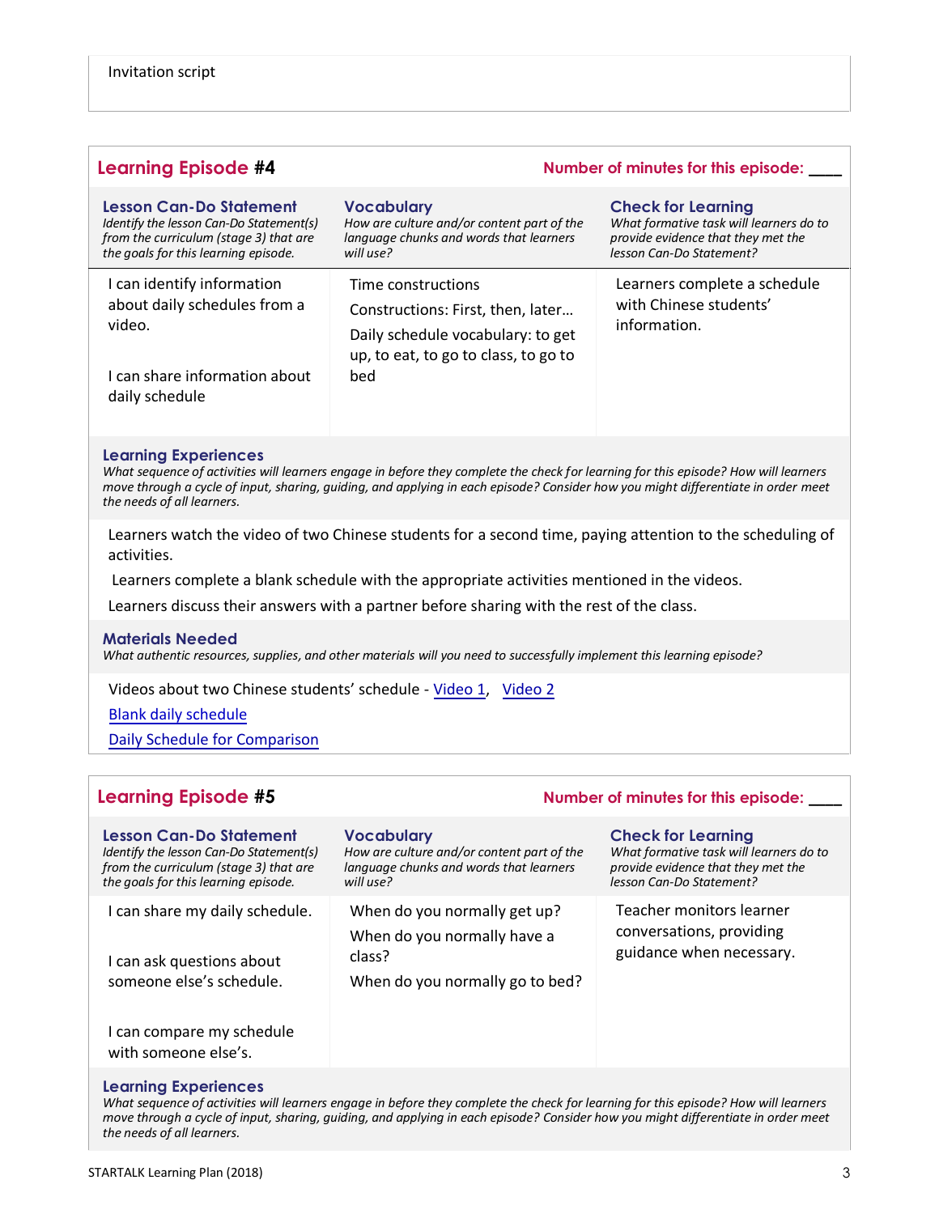Invitation script

## Learning Episode #4

**Number of minutes for this episode: ____**

| **Lesson Can-Do Statement**<br>*Identify the lesson Can-Do Statement(s) from the curriculum (stage 3) that are the goals for this learning episode.* | **Vocabulary**<br>*How are culture and/or content part of the language chunks and words that learners will use?* | **Check for Learning**<br>*What formative task will learners do to provide evidence that they met the lesson Can-Do Statement?* |
|---|---|---|
| I can identify information about daily schedules from a video.<br><br>I can share information about daily schedule | Time constructions<br>Constructions: First, then, later…<br>Daily schedule vocabulary: to get up, to eat, to go to class, to go to bed | Learners complete a schedule with Chinese students' information. |

### Learning Experiences

*What sequence of activities will learners engage in before they complete the check for learning for this episode? How will learners move through a cycle of input, sharing, guiding, and applying in each episode? Consider how you might differentiate in order meet the needs of all learners.*

Learners watch the video of two Chinese students for a second time, paying attention to the scheduling of activities.

Learners complete a blank schedule with the appropriate activities mentioned in the videos.

Learners discuss their answers with a partner before sharing with the rest of the class.

### Materials Needed

*What authentic resources, supplies, and other materials will you need to successfully implement this learning episode?*

Videos about two Chinese students' schedule - Video 1, Video 2

Blank daily schedule

Daily Schedule for Comparison

## Learning Episode #5

**Number of minutes for this episode: ____**

| **Lesson Can-Do Statement**<br>*Identify the lesson Can-Do Statement(s) from the curriculum (stage 3) that are the goals for this learning episode.* | **Vocabulary**<br>*How are culture and/or content part of the language chunks and words that learners will use?* | **Check for Learning**<br>*What formative task will learners do to provide evidence that they met the lesson Can-Do Statement?* |
|---|---|---|
| I can share my daily schedule.<br><br>I can ask questions about someone else's schedule.<br><br>I can compare my schedule with someone else's. | When do you normally get up?<br>When do you normally have a class?<br>When do you normally go to bed? | Teacher monitors learner conversations, providing guidance when necessary. |

### Learning Experiences

*What sequence of activities will learners engage in before they complete the check for learning for this episode? How will learners move through a cycle of input, sharing, guiding, and applying in each episode? Consider how you might differentiate in order meet the needs of all learners.*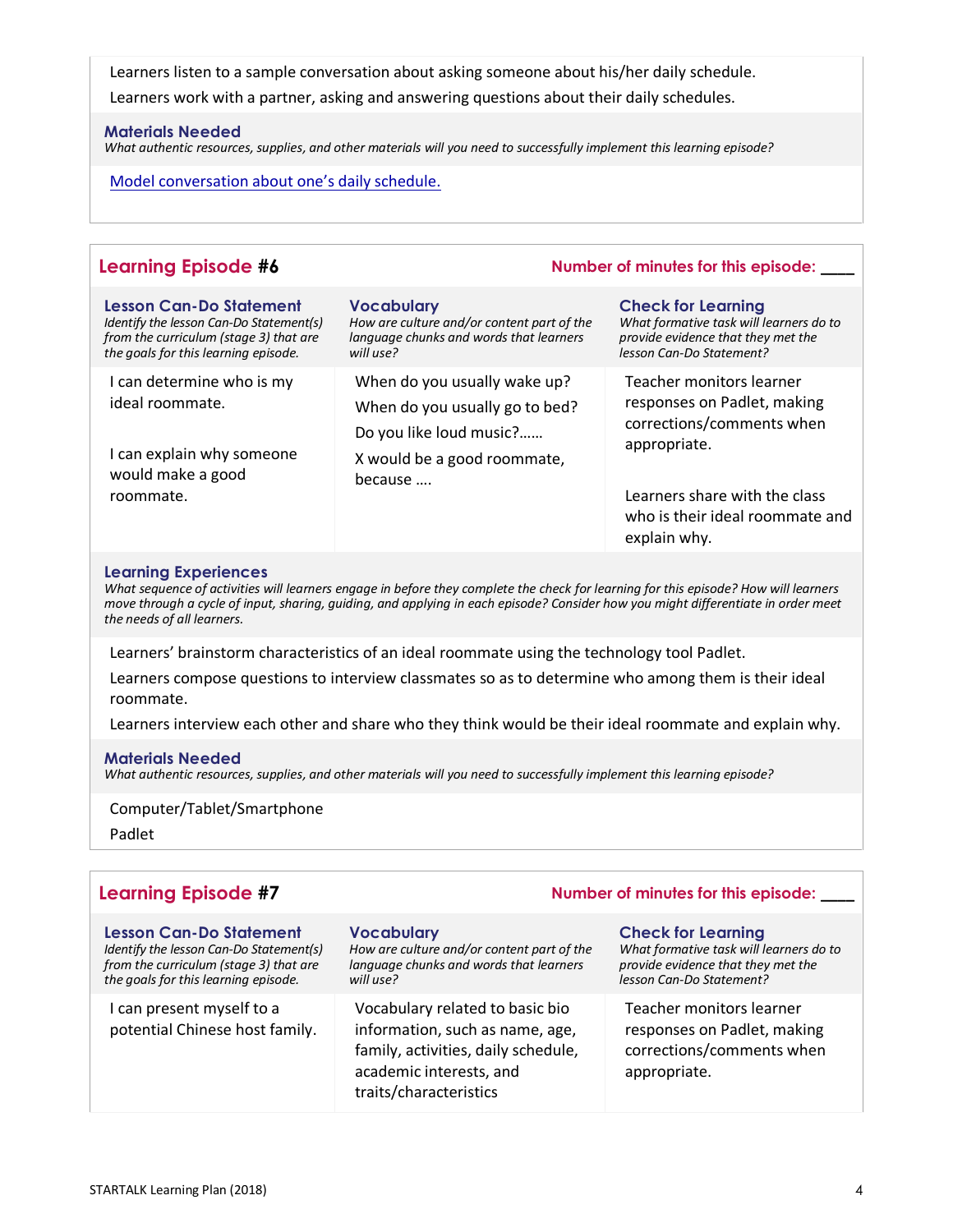Learners listen to a sample conversation about asking someone about his/her daily schedule.

Learners work with a partner, asking and answering questions about their daily schedules.

**Materials Needed**
*What authentic resources, supplies, and other materials will you need to successfully implement this learning episode?*

Model conversation about one's daily schedule.

## Learning Episode #6

**Number of minutes for this episode: ____**

| **Lesson Can-Do Statement** *Identify the lesson Can-Do Statement(s) from the curriculum (stage 3) that are the goals for this learning episode.* | **Vocabulary** *How are culture and/or content part of the language chunks and words that learners will use?* | **Check for Learning** *What formative task will learners do to provide evidence that they met the lesson Can-Do Statement?* |
|---|---|---|
| I can determine who is my ideal roommate.<br><br>I can explain why someone would make a good roommate. | When do you usually wake up?<br>When do you usually go to bed?<br>Do you like loud music?……<br>X would be a good roommate, because …. | Teacher monitors learner responses on Padlet, making corrections/comments when appropriate.<br><br>Learners share with the class who is their ideal roommate and explain why. |

**Learning Experiences**
*What sequence of activities will learners engage in before they complete the check for learning for this episode? How will learners move through a cycle of input, sharing, guiding, and applying in each episode? Consider how you might differentiate in order meet the needs of all learners.*

Learners' brainstorm characteristics of an ideal roommate using the technology tool Padlet.

Learners compose questions to interview classmates so as to determine who among them is their ideal roommate.

Learners interview each other and share who they think would be their ideal roommate and explain why.

**Materials Needed**
*What authentic resources, supplies, and other materials will you need to successfully implement this learning episode?*

Computer/Tablet/Smartphone

Padlet

## Learning Episode #7

**Number of minutes for this episode: ____**

| **Lesson Can-Do Statement** *Identify the lesson Can-Do Statement(s) from the curriculum (stage 3) that are the goals for this learning episode.* | **Vocabulary** *How are culture and/or content part of the language chunks and words that learners will use?* | **Check for Learning** *What formative task will learners do to provide evidence that they met the lesson Can-Do Statement?* |
|---|---|---|
| I can present myself to a potential Chinese host family. | Vocabulary related to basic bio information, such as name, age, family, activities, daily schedule, academic interests, and traits/characteristics | Teacher monitors learner responses on Padlet, making corrections/comments when appropriate. |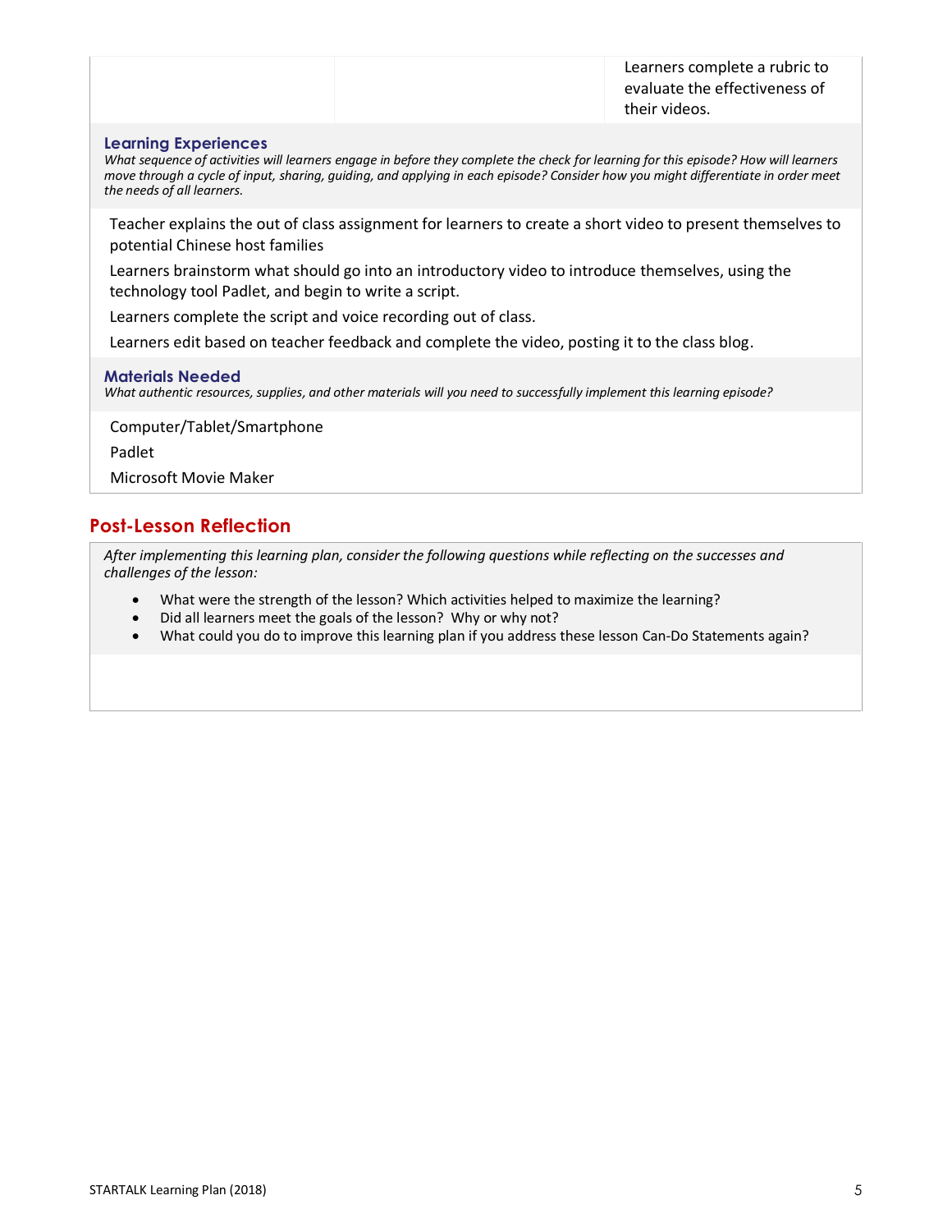| | | |
|---|---|---|
| | | Learners complete a rubric to evaluate the effectiveness of their videos. |

### Learning Experiences

*What sequence of activities will learners engage in before they complete the check for learning for this episode? How will learners move through a cycle of input, sharing, guiding, and applying in each episode? Consider how you might differentiate in order meet the needs of all learners.*

Teacher explains the out of class assignment for learners to create a short video to present themselves to potential Chinese host families

Learners brainstorm what should go into an introductory video to introduce themselves, using the technology tool Padlet, and begin to write a script.

Learners complete the script and voice recording out of class.

Learners edit based on teacher feedback and complete the video, posting it to the class blog.

### Materials Needed

*What authentic resources, supplies, and other materials will you need to successfully implement this learning episode?*

Computer/Tablet/Smartphone

Padlet

Microsoft Movie Maker

## Post-Lesson Reflection

*After implementing this learning plan, consider the following questions while reflecting on the successes and challenges of the lesson:*

- What were the strength of the lesson? Which activities helped to maximize the learning?
- Did all learners meet the goals of the lesson? Why or why not?
- What could you do to improve this learning plan if you address these lesson Can-Do Statements again?